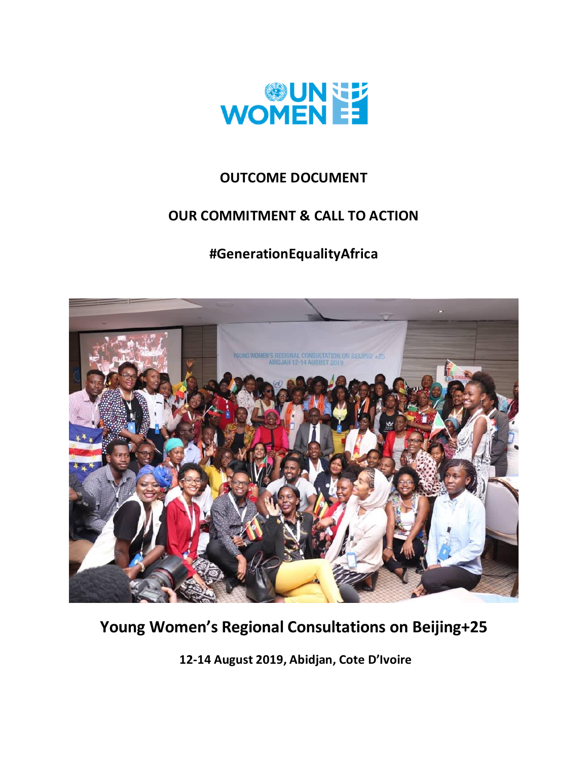UN WOMEN

# OUTCOME DOCUMENT

## OUR COMMITMENT & CALL TO ACTION

## #GenerationEqualityAfrica

# Young Women's Regional Consultations on Beijing+25

**12-14 August 2019, Abidjan, Cote D'Ivoire**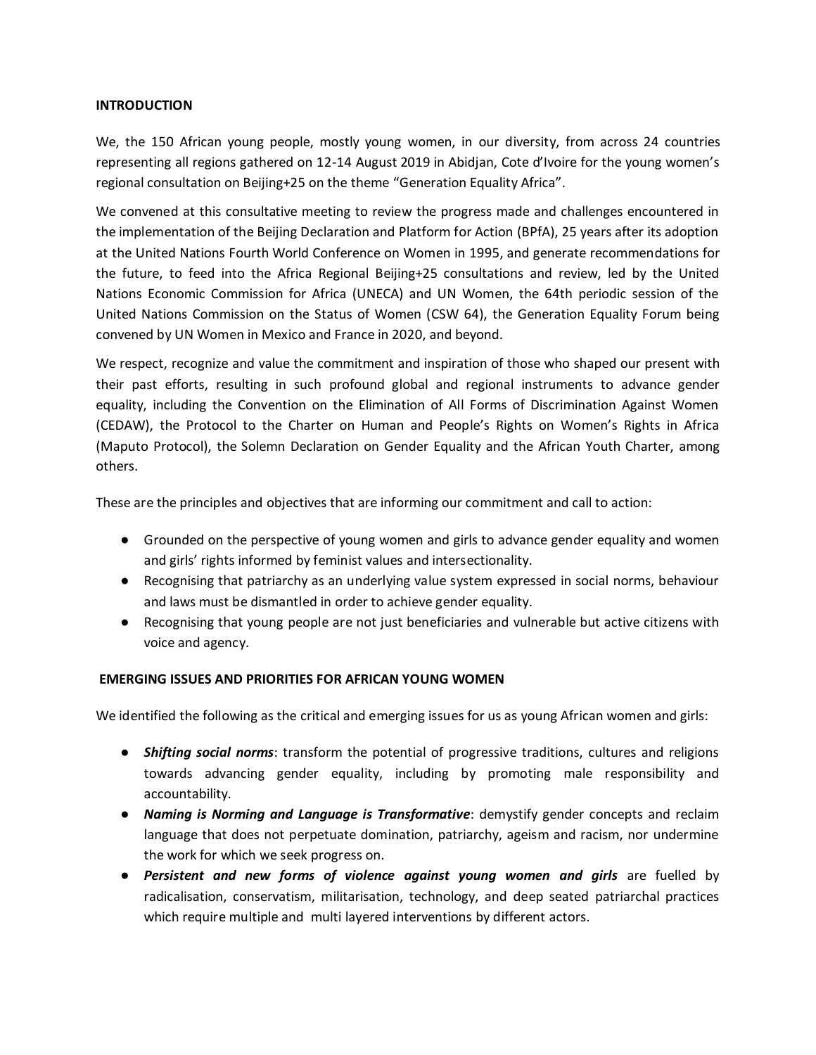## INTRODUCTION

We, the 150 African young people, mostly young women, in our diversity, from across 24 countries representing all regions gathered on 12-14 August 2019 in Abidjan, Cote d'Ivoire for the young women's regional consultation on Beijing+25 on the theme "Generation Equality Africa".

We convened at this consultative meeting to review the progress made and challenges encountered in the implementation of the Beijing Declaration and Platform for Action (BPfA), 25 years after its adoption at the United Nations Fourth World Conference on Women in 1995, and generate recommendations for the future, to feed into the Africa Regional Beijing+25 consultations and review, led by the United Nations Economic Commission for Africa (UNECA) and UN Women, the 64th periodic session of the United Nations Commission on the Status of Women (CSW 64), the Generation Equality Forum being convened by UN Women in Mexico and France in 2020, and beyond.

We respect, recognize and value the commitment and inspiration of those who shaped our present with their past efforts, resulting in such profound global and regional instruments to advance gender equality, including the Convention on the Elimination of All Forms of Discrimination Against Women (CEDAW), the Protocol to the Charter on Human and People's Rights on Women's Rights in Africa (Maputo Protocol), the Solemn Declaration on Gender Equality and the African Youth Charter, among others.

These are the principles and objectives that are informing our commitment and call to action:

- Grounded on the perspective of young women and girls to advance gender equality and women and girls' rights informed by feminist values and intersectionality.
- Recognising that patriarchy as an underlying value system expressed in social norms, behaviour and laws must be dismantled in order to achieve gender equality.
- Recognising that young people are not just beneficiaries and vulnerable but active citizens with voice and agency.

## EMERGING ISSUES AND PRIORITIES FOR AFRICAN YOUNG WOMEN

We identified the following as the critical and emerging issues for us as young African women and girls:

- ***Shifting social norms***: transform the potential of progressive traditions, cultures and religions towards advancing gender equality, including by promoting male responsibility and accountability.
- ***Naming is Norming and Language is Transformative***: demystify gender concepts and reclaim language that does not perpetuate domination, patriarchy, ageism and racism, nor undermine the work for which we seek progress on.
- ***Persistent and new forms of violence against young women and girls*** are fuelled by radicalisation, conservatism, militarisation, technology, and deep seated patriarchal practices which require multiple and multi layered interventions by different actors.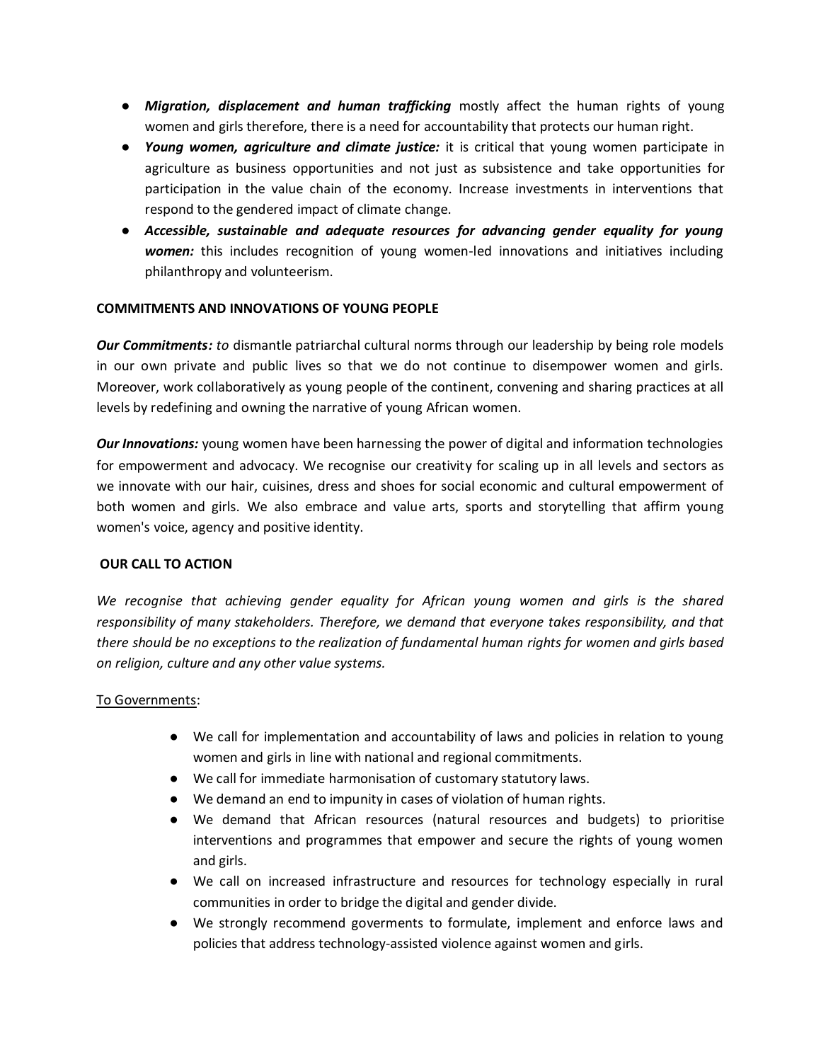- ***Migration, displacement and human trafficking*** mostly affect the human rights of young women and girls therefore, there is a need for accountability that protects our human right.
- ***Young women, agriculture and climate justice:*** it is critical that young women participate in agriculture as business opportunities and not just as subsistence and take opportunities for participation in the value chain of the economy. Increase investments in interventions that respond to the gendered impact of climate change.
- ***Accessible, sustainable and adequate resources for advancing gender equality for young women:*** this includes recognition of young women-led innovations and initiatives including philanthropy and volunteerism.

**COMMITMENTS AND INNOVATIONS OF YOUNG PEOPLE**

***Our Commitments:*** *to* dismantle patriarchal cultural norms through our leadership by being role models in our own private and public lives so that we do not continue to disempower women and girls. Moreover, work collaboratively as young people of the continent, convening and sharing practices at all levels by redefining and owning the narrative of young African women.

***Our Innovations:*** young women have been harnessing the power of digital and information technologies for empowerment and advocacy. We recognise our creativity for scaling up in all levels and sectors as we innovate with our hair, cuisines, dress and shoes for social economic and cultural empowerment of both women and girls. We also embrace and value arts, sports and storytelling that affirm young women's voice, agency and positive identity.

**OUR CALL TO ACTION**

*We recognise that achieving gender equality for African young women and girls is the shared responsibility of many stakeholders. Therefore, we demand that everyone takes responsibility, and that there should be no exceptions to the realization of fundamental human rights for women and girls based on religion, culture and any other value systems.*

To Governments:

- We call for implementation and accountability of laws and policies in relation to young women and girls in line with national and regional commitments.
- We call for immediate harmonisation of customary statutory laws.
- We demand an end to impunity in cases of violation of human rights.
- We demand that African resources (natural resources and budgets) to prioritise interventions and programmes that empower and secure the rights of young women and girls.
- We call on increased infrastructure and resources for technology especially in rural communities in order to bridge the digital and gender divide.
- We strongly recommend goverments to formulate, implement and enforce laws and policies that address technology-assisted violence against women and girls.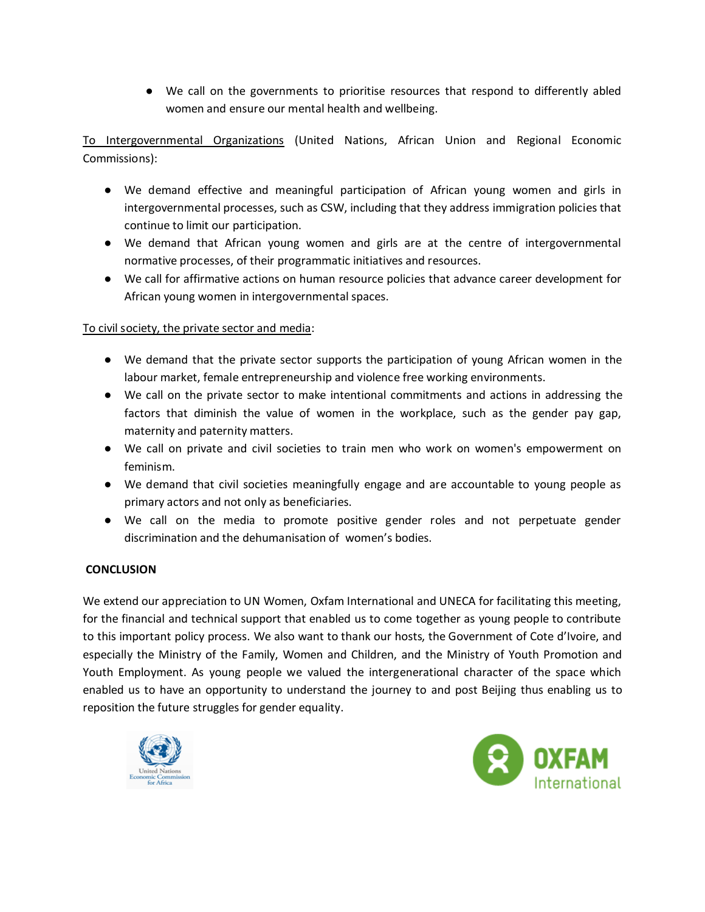- We call on the governments to prioritise resources that respond to differently abled women and ensure our mental health and wellbeing.

To Intergovernmental Organizations (United Nations, African Union and Regional Economic Commissions):

- We demand effective and meaningful participation of African young women and girls in intergovernmental processes, such as CSW, including that they address immigration policies that continue to limit our participation.
- We demand that African young women and girls are at the centre of intergovernmental normative processes, of their programmatic initiatives and resources.
- We call for affirmative actions on human resource policies that advance career development for African young women in intergovernmental spaces.

To civil society, the private sector and media:

- We demand that the private sector supports the participation of young African women in the labour market, female entrepreneurship and violence free working environments.
- We call on the private sector to make intentional commitments and actions in addressing the factors that diminish the value of women in the workplace, such as the gender pay gap, maternity and paternity matters.
- We call on private and civil societies to train men who work on women's empowerment on feminism.
- We demand that civil societies meaningfully engage and are accountable to young people as primary actors and not only as beneficiaries.
- We call on the media to promote positive gender roles and not perpetuate gender discrimination and the dehumanisation of women's bodies.

**CONCLUSION**

We extend our appreciation to UN Women, Oxfam International and UNECA for facilitating this meeting, for the financial and technical support that enabled us to come together as young people to contribute to this important policy process. We also want to thank our hosts, the Government of Cote d'Ivoire, and especially the Ministry of the Family, Women and Children, and the Ministry of Youth Promotion and Youth Employment. As young people we valued the intergenerational character of the space which enabled us to have an opportunity to understand the journey to and post Beijing thus enabling us to reposition the future struggles for gender equality.

United Nations Economic Commission for Africa

OXFAM International